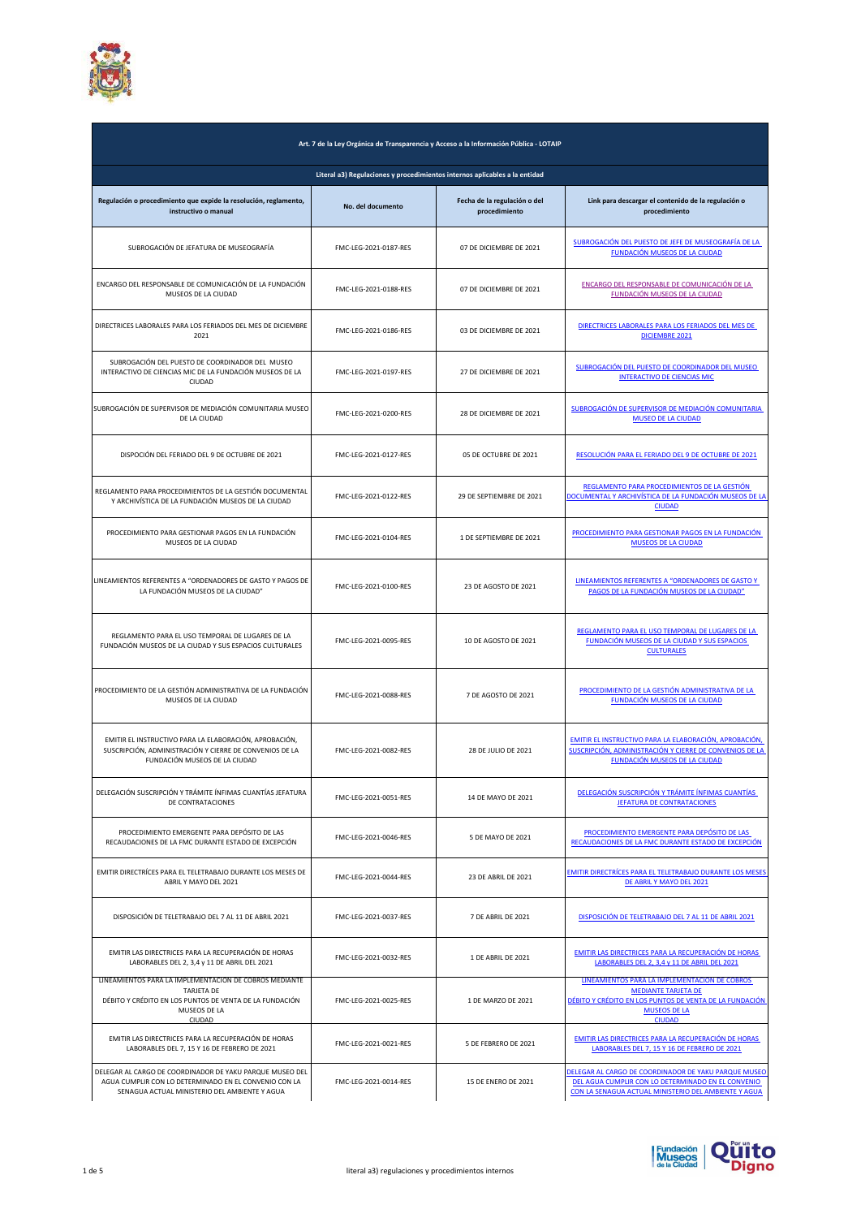| Art. 7 de la Ley Orgánica de Transparencia y Acceso a la Información Pública - LOTAIP | | | |
|---|---|---|---|
| Literal a3) Regulaciones y procedimientos internos aplicables a la entidad | | | |
| Regulación o procedimiento que expide la resolución, reglamento, instructivo o manual | No. del documento | Fecha de la regulación o del procedimiento | Link para descargar el contenido de la regulación o procedimiento |
| SUBROGACIÓN DE JEFATURA DE MUSEOGRAFÍA | FMC-LEG-2021-0187-RES | 07 DE DICIEMBRE DE 2021 | SUBROGACIÓN DEL PUESTO DE JEFE DE MUSEOGRAFÍA DE LA FUNDACIÓN MUSEOS DE LA CIUDAD |
| ENCARGO DEL RESPONSABLE DE COMUNICACIÓN DE LA FUNDACIÓN MUSEOS DE LA CIUDAD | FMC-LEG-2021-0188-RES | 07 DE DICIEMBRE DE 2021 | ENCARGO DEL RESPONSABLE DE COMUNICACIÓN DE LA FUNDACIÓN MUSEOS DE LA CIUDAD |
| DIRECTRICES LABORALES PARA LOS FERIADOS DEL MES DE DICIEMBRE 2021 | FMC-LEG-2021-0186-RES | 03 DE DICIEMBRE DE 2021 | DIRECTRICES LABORALES PARA LOS FERIADOS DEL MES DE DICIEMBRE 2021 |
| SUBROGACIÓN DEL PUESTO DE COORDINADOR DEL MUSEO INTERACTIVO DE CIENCIAS MIC DE LA FUNDACIÓN MUSEOS DE LA CIUDAD | FMC-LEG-2021-0197-RES | 27 DE DICIEMBRE DE 2021 | SUBROGACIÓN DEL PUESTO DE COORDINADOR DEL MUSEO INTERACTIVO DE CIENCIAS MIC |
| SUBROGACIÓN DE SUPERVISOR DE MEDIACIÓN COMUNITARIA MUSEO DE LA CIUDAD | FMC-LEG-2021-0200-RES | 28 DE DICIEMBRE DE 2021 | SUBROGACIÓN DE SUPERVISOR DE MEDIACIÓN COMUNITARIA MUSEO DE LA CIUDAD |
| DISPOCIÓN DEL FERIADO DEL 9 DE OCTUBRE DE 2021 | FMC-LEG-2021-0127-RES | 05 DE OCTUBRE DE 2021 | RESOLUCIÓN PARA EL FERIADO DEL 9 DE OCTUBRE DE 2021 |
| REGLAMENTO PARA PROCEDIMIENTOS DE LA GESTIÓN DOCUMENTAL Y ARCHIVÍSTICA DE LA FUNDACIÓN MUSEOS DE LA CIUDAD | FMC-LEG-2021-0122-RES | 29 DE SEPTIEMBRE DE 2021 | REGLAMENTO PARA PROCEDIMIENTOS DE LA GESTIÓN DOCUMENTAL Y ARCHIVÍSTICA DE LA FUNDACIÓN MUSEOS DE LA CIUDAD |
| PROCEDIMIENTO PARA GESTIONAR PAGOS EN LA FUNDACIÓN MUSEOS DE LA CIUDAD | FMC-LEG-2021-0104-RES | 1 DE SEPTIEMBRE DE 2021 | PROCEDIMIENTO PARA GESTIONAR PAGOS EN LA FUNDACIÓN MUSEOS DE LA CIUDAD |
| LINEAMIENTOS REFERENTES A "ORDENADORES DE GASTO Y PAGOS DE LA FUNDACIÓN MUSEOS DE LA CIUDAD" | FMC-LEG-2021-0100-RES | 23 DE AGOSTO DE 2021 | LINEAMIENTOS REFERENTES A "ORDENADORES DE GASTO Y PAGOS DE LA FUNDACIÓN MUSEOS DE LA CIUDAD" |
| REGLAMENTO PARA EL USO TEMPORAL DE LUGARES DE LA FUNDACIÓN MUSEOS DE LA CIUDAD Y SUS ESPACIOS CULTURALES | FMC-LEG-2021-0095-RES | 10 DE AGOSTO DE 2021 | REGLAMENTO PARA EL USO TEMPORAL DE LUGARES DE LA FUNDACIÓN MUSEOS DE LA CIUDAD Y SUS ESPACIOS CULTURALES |
| PROCEDIMIENTO DE LA GESTIÓN ADMINISTRATIVA DE LA FUNDACIÓN MUSEOS DE LA CIUDAD | FMC-LEG-2021-0088-RES | 7 DE AGOSTO DE 2021 | PROCEDIMIENTO DE LA GESTIÓN ADMINISTRATIVA DE LA FUNDACIÓN MUSEOS DE LA CIUDAD |
| EMITIR EL INSTRUCTIVO PARA LA ELABORACIÓN, APROBACIÓN, SUSCRIPCIÓN, ADMINISTRACIÓN Y CIERRE DE CONVENIOS DE LA FUNDACIÓN MUSEOS DE LA CIUDAD | FMC-LEG-2021-0082-RES | 28 DE JULIO DE 2021 | EMITIR EL INSTRUCTIVO PARA LA ELABORACIÓN, APROBACIÓN, SUSCRIPCIÓN, ADMINISTRACIÓN Y CIERRE DE CONVENIOS DE LA FUNDACIÓN MUSEOS DE LA CIUDAD |
| DELEGACIÓN SUSCRIPCIÓN Y TRÁMITE ÍNFIMAS CUANTÍAS JEFATURA DE CONTRATACIONES | FMC-LEG-2021-0051-RES | 14 DE MAYO DE 2021 | DELEGACIÓN SUSCRIPCIÓN Y TRÁMITE ÍNFIMAS CUANTÍAS JEFATURA DE CONTRATACIONES |
| PROCEDIMIENTO EMERGENTE PARA DEPÓSITO DE LAS RECAUDACIONES DE LA FMC DURANTE ESTADO DE EXCEPCIÓN | FMC-LEG-2021-0046-RES | 5 DE MAYO DE 2021 | PROCEDIMIENTO EMERGENTE PARA DEPÓSITO DE LAS RECAUDACIONES DE LA FMC DURANTE ESTADO DE EXCEPCIÓN |
| EMITIR DIRECTRÍCES PARA EL TELETRABAJO DURANTE LOS MESES DE ABRIL Y MAYO DEL 2021 | FMC-LEG-2021-0044-RES | 23 DE ABRIL DE 2021 | EMITIR DIRECTRÍCES PARA EL TELETRABAJO DURANTE LOS MESES DE ABRIL Y MAYO DEL 2021 |
| DISPOSICIÓN DE TELETRABAJO DEL 7 AL 11 DE ABRIL 2021 | FMC-LEG-2021-0037-RES | 7 DE ABRIL DE 2021 | DISPOSICIÓN DE TELETRABAJO DEL 7 AL 11 DE ABRIL 2021 |
| EMITIR LAS DIRECTRICES PARA LA RECUPERACIÓN DE HORAS LABORABLES DEL 2, 3,4 y 11 DE ABRIL DEL 2021 | FMC-LEG-2021-0032-RES | 1 DE ABRIL DE 2021 | EMITIR LAS DIRECTRICES PARA LA RECUPERACIÓN DE HORAS LABORABLES DEL 2, 3,4 y 11 DE ABRIL DEL 2021 |
| LINEAMIENTOS PARA LA IMPLEMENTACIÓN DE COBROS MEDIANTE TARJETA DE DÉBITO Y CRÉDITO EN LOS PUNTOS DE VENTA DE LA FUNDACIÓN MUSEOS DE LA CIUDAD | FMC-LEG-2021-0025-RES | 1 DE MARZO DE 2021 | LINEAMIENTOS PARA LA IMPLEMENTACIÓN DE COBROS MEDIANTE TARJETA DE DÉBITO Y CRÉDITO EN LOS PUNTOS DE VENTA DE LA FUNDACIÓN MUSEOS DE LA CIUDAD |
| EMITIR LAS DIRECTRICES PARA LA RECUPERACIÓN DE HORAS LABORABLES DEL 7, 15 Y 16 DE FEBRERO DE 2021 | FMC-LEG-2021-0021-RES | 5 DE FEBRERO DE 2021 | EMITIR LAS DIRECTRICES PARA LA RECUPERACIÓN DE HORAS LABORABLES DEL 7, 15 Y 16 DE FEBRERO DE 2021 |
| DELEGAR AL CARGO DE COORDINADOR DE YAKU PARQUE MUSEO DEL AGUA CUMPLIR CON LO DETERMINADO EN EL CONVENIO CON LA SENAGUA ACTUAL MINISTERIO DEL AMBIENTE Y AGUA | FMC-LEG-2021-0014-RES | 15 DE ENERO DE 2021 | DELEGAR AL CARGO DE COORDINADOR DE YAKU PARQUE MUSEO DEL AGUA CUMPLIR CON LO DETERMINADO EN EL CONVENIO CON LA SENAGUA ACTUAL MINISTERIO DEL AMBIENTE Y AGUA |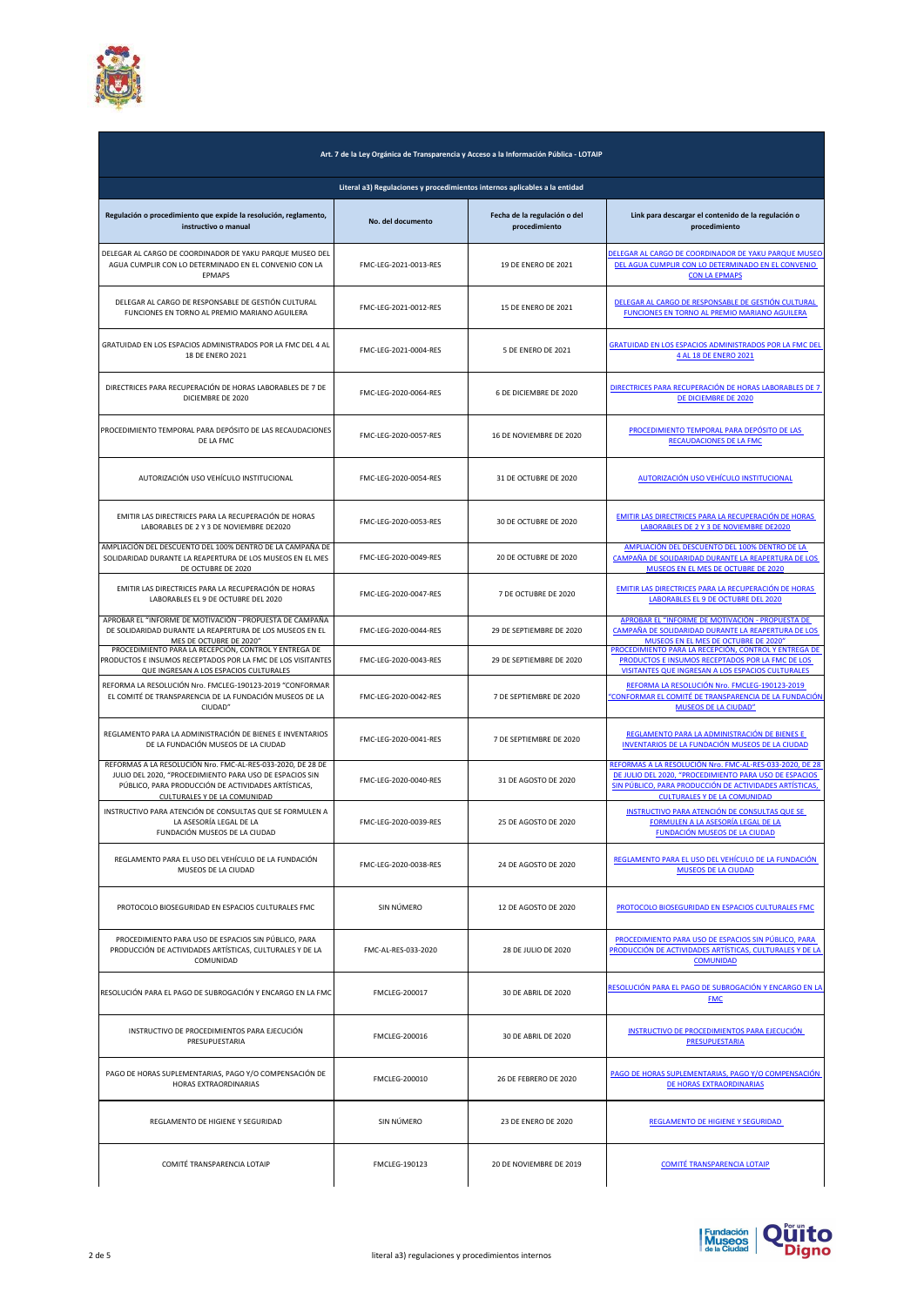| Art. 7 de la Ley Orgánica de Transparencia y Acceso a la Información Pública - LOTAIP | | | |
|---|---|---|---|
| Literal a3) Regulaciones y procedimientos internos aplicables a la entidad | | | |
| **Regulación o procedimiento que expide la resolución, reglamento, instructivo o manual** | **No. del documento** | **Fecha de la regulación o del procedimiento** | **Link para descargar el contenido de la regulación o procedimiento** |
| DELEGAR AL CARGO DE COORDINADOR DE YAKU PARQUE MUSEO DEL AGUA CUMPLIR CON LO DETERMINADO EN EL CONVENIO CON LA EPMAPS | FMC-LEG-2021-0013-RES | 19 DE ENERO DE 2021 | DELEGAR AL CARGO DE COORDINADOR DE YAKU PARQUE MUSEO DEL AGUA CUMPLIR CON LO DETERMINADO EN EL CONVENIO CON LA EPMAPS |
| DELEGAR AL CARGO DE RESPONSABLE DE GESTIÓN CULTURAL FUNCIONES EN TORNO AL PREMIO MARIANO AGUILERA | FMC-LEG-2021-0012-RES | 15 DE ENERO DE 2021 | DELEGAR AL CARGO DE RESPONSABLE DE GESTIÓN CULTURAL FUNCIONES EN TORNO AL PREMIO MARIANO AGUILERA |
| GRATUIDAD EN LOS ESPACIOS ADMINISTRADOS POR LA FMC DEL 4 AL 18 DE ENERO 2021 | FMC-LEG-2021-0004-RES | 5 DE ENERO DE 2021 | GRATUIDAD EN LOS ESPACIOS ADMINISTRADOS POR LA FMC DEL 4 AL 18 DE ENERO 2021 |
| DIRECTRICES PARA RECUPERACIÓN DE HORAS LABORABLES DE 7 DE DICIEMBRE DE 2020 | FMC-LEG-2020-0064-RES | 6 DE DICIEMBRE DE 2020 | DIRECTRICES PARA RECUPERACIÓN DE HORAS LABORABLES DE 7 DE DICIEMBRE DE 2020 |
| PROCEDIMIENTO TEMPORAL PARA DEPÓSITO DE LAS RECAUDACIONES DE LA FMC | FMC-LEG-2020-0057-RES | 16 DE NOVIEMBRE DE 2020 | PROCEDIMIENTO TEMPORAL PARA DEPÓSITO DE LAS RECAUDACIONES DE LA FMC |
| AUTORIZACIÓN USO VEHÍCULO INSTITUCIONAL | FMC-LEG-2020-0054-RES | 31 DE OCTUBRE DE 2020 | AUTORIZACIÓN USO VEHÍCULO INSTITUCIONAL |
| EMITIR LAS DIRECTRICES PARA LA RECUPERACIÓN DE HORAS LABORABLES DE 2 Y 3 DE NOVIEMBRE DE2020 | FMC-LEG-2020-0053-RES | 30 DE OCTUBRE DE 2020 | EMITIR LAS DIRECTRICES PARA LA RECUPERACIÓN DE HORAS LABORABLES DE 2 Y 3 DE NOVIEMBRE DE2020 |
| AMPLIACIÓN DEL DESCUENTO DEL 100% DENTRO DE LA CAMPAÑA DE SOLIDARIDAD DURANTE LA REAPERTURA DE LOS MUSEOS EN EL MES DE OCTUBRE DE 2020 | FMC-LEG-2020-0049-RES | 20 DE OCTUBRE DE 2020 | AMPLIACIÓN DEL DESCUENTO DEL 100% DENTRO DE LA CAMPAÑA DE SOLIDARIDAD DURANTE LA REAPERTURA DE LOS MUSEOS EN EL MES DE OCTUBRE DE 2020 |
| EMITIR LAS DIRECTRICES PARA LA RECUPERACIÓN DE HORAS LABORABLES EL 9 DE OCTUBRE DEL 2020 | FMC-LEG-2020-0047-RES | 7 DE OCTUBRE DE 2020 | EMITIR LAS DIRECTRICES PARA LA RECUPERACIÓN DE HORAS LABORABLES EL 9 DE OCTUBRE DEL 2020 |
| APROBAR EL "INFORME DE MOTIVACIÓN - PROPUESTA DE CAMPAÑA DE SOLIDARIDAD DURANTE LA REAPERTURA DE LOS MUSEOS EN EL MES DE OCTUBRE DE 2020" | FMC-LEG-2020-0044-RES | 29 DE SEPTIEMBRE DE 2020 | APROBAR EL "INFORME DE MOTIVACIÓN - PROPUESTA DE CAMPAÑA DE SOLIDARIDAD DURANTE LA REAPERTURA DE LOS MUSEOS EN EL MES DE OCTUBRE DE 2020" |
| PROCEDIMIENTO PARA LA RECEPCIÓN, CONTROL Y ENTREGA DE PRODUCTOS E INSUMOS RECEPTADOS POR LA FMC DE LOS VISITANTES QUE INGRESAN A LOS ESPACIOS CULTURALES | FMC-LEG-2020-0043-RES | 29 DE SEPTIEMBRE DE 2020 | PROCEDIMIENTO PARA LA RECEPCIÓN, CONTROL Y ENTREGA DE PRODUCTOS E INSUMOS RECEPTADOS POR LA FMC DE LOS VISITANTES QUE INGRESAN A LOS ESPACIOS CULTURALES |
| REFORMA LA RESOLUCIÓN Nro. FMCLEG-190123-2019 "CONFORMAR EL COMITÉ DE TRANSPARENCIA DE LA FUNDACIÓN MUSEOS DE LA CIUDAD" | FMC-LEG-2020-0042-RES | 7 DE SEPTIEMBRE DE 2020 | REFORMA LA RESOLUCIÓN Nro. FMCLEG-190123-2019 "CONFORMAR EL COMITÉ DE TRANSPARENCIA DE LA FUNDACIÓN MUSEOS DE LA CIUDAD" |
| REGLAMENTO PARA LA ADMINISTRACIÓN DE BIENES E INVENTARIOS DE LA FUNDACIÓN MUSEOS DE LA CIUDAD | FMC-LEG-2020-0041-RES | 7 DE SEPTIEMBRE DE 2020 | REGLAMENTO PARA LA ADMINISTRACIÓN DE BIENES E INVENTARIOS DE LA FUNDACIÓN MUSEOS DE LA CIUDAD |
| REFORMAS A LA RESOLUCIÓN Nro. FMC-AL-RES-033-2020, DE 28 DE JULIO DEL 2020, "PROCEDIMIENTO PARA USO DE ESPACIOS SIN PÚBLICO, PARA PRODUCCIÓN DE ACTIVIDADES ARTÍSTICAS, CULTURALES Y DE LA COMUNIDAD | FMC-LEG-2020-0040-RES | 31 DE AGOSTO DE 2020 | REFORMAS A LA RESOLUCIÓN Nro. FMC-AL-RES-033-2020, DE 28 DE JULIO DEL 2020, "PROCEDIMIENTO PARA USO DE ESPACIOS SIN PÚBLICO, PARA PRODUCCIÓN DE ACTIVIDADES ARTÍSTICAS, CULTURALES Y DE LA COMUNIDAD |
| INSTRUCTIVO PARA ATENCIÓN DE CONSULTAS QUE SE FORMULEN A LA ASESORÍA LEGAL DE LA FUNDACIÓN MUSEOS DE LA CIUDAD | FMC-LEG-2020-0039-RES | 25 DE AGOSTO DE 2020 | INSTRUCTIVO PARA ATENCIÓN DE CONSULTAS QUE SE FORMULEN A LA ASESORÍA LEGAL DE LA FUNDACIÓN MUSEOS DE LA CIUDAD |
| REGLAMENTO PARA EL USO DEL VEHÍCULO DE LA FUNDACIÓN MUSEOS DE LA CIUDAD | FMC-LEG-2020-0038-RES | 24 DE AGOSTO DE 2020 | REGLAMENTO PARA EL USO DEL VEHÍCULO DE LA FUNDACIÓN MUSEOS DE LA CIUDAD |
| PROTOCOLO BIOSEGURIDAD EN ESPACIOS CULTURALES FMC | SIN NÚMERO | 12 DE AGOSTO DE 2020 | PROTOCOLO BIOSEGURIDAD EN ESPACIOS CULTURALES FMC |
| PROCEDIMIENTO PARA USO DE ESPACIOS SIN PÚBLICO, PARA PRODUCCIÓN DE ACTIVIDADES ARTÍSTICAS, CULTURALES Y DE LA COMUNIDAD | FMC-AL-RES-033-2020 | 28 DE JULIO DE 2020 | PROCEDIMIENTO PARA USO DE ESPACIOS SIN PÚBLICO, PARA PRODUCCIÓN DE ACTIVIDADES ARTÍSTICAS, CULTURALES Y DE LA COMUNIDAD |
| RESOLUCIÓN PARA EL PAGO DE SUBROGACIÓN Y ENCARGO EN LA FMC | FMCLEG-200017 | 30 DE ABRIL DE 2020 | RESOLUCIÓN PARA EL PAGO DE SUBROGACIÓN Y ENCARGO EN LA FMC |
| INSTRUCTIVO DE PROCEDIMIENTOS PARA EJECUCIÓN PRESUPUESTARIA | FMCLEG-200016 | 30 DE ABRIL DE 2020 | INSTRUCTIVO DE PROCEDIMIENTOS PARA EJECUCIÓN PRESUPUESTARIA |
| PAGO DE HORAS SUPLEMENTARIAS, PAGO Y/O COMPENSACIÓN DE HORAS EXTRAORDINARIAS | FMCLEG-200010 | 26 DE FEBRERO DE 2020 | PAGO DE HORAS SUPLEMENTARIAS, PAGO Y/O COMPENSACIÓN DE HORAS EXTRAORDINARIAS |
| REGLAMENTO DE HIGIENE Y SEGURIDAD | SIN NÚMERO | 23 DE ENERO DE 2020 | REGLAMENTO DE HIGIENE Y SEGURIDAD |
| COMITÉ TRANSPARENCIA LOTAIP | FMCLEG-190123 | 20 DE NOVIEMBRE DE 2019 | COMITÉ TRANSPARENCIA LOTAIP |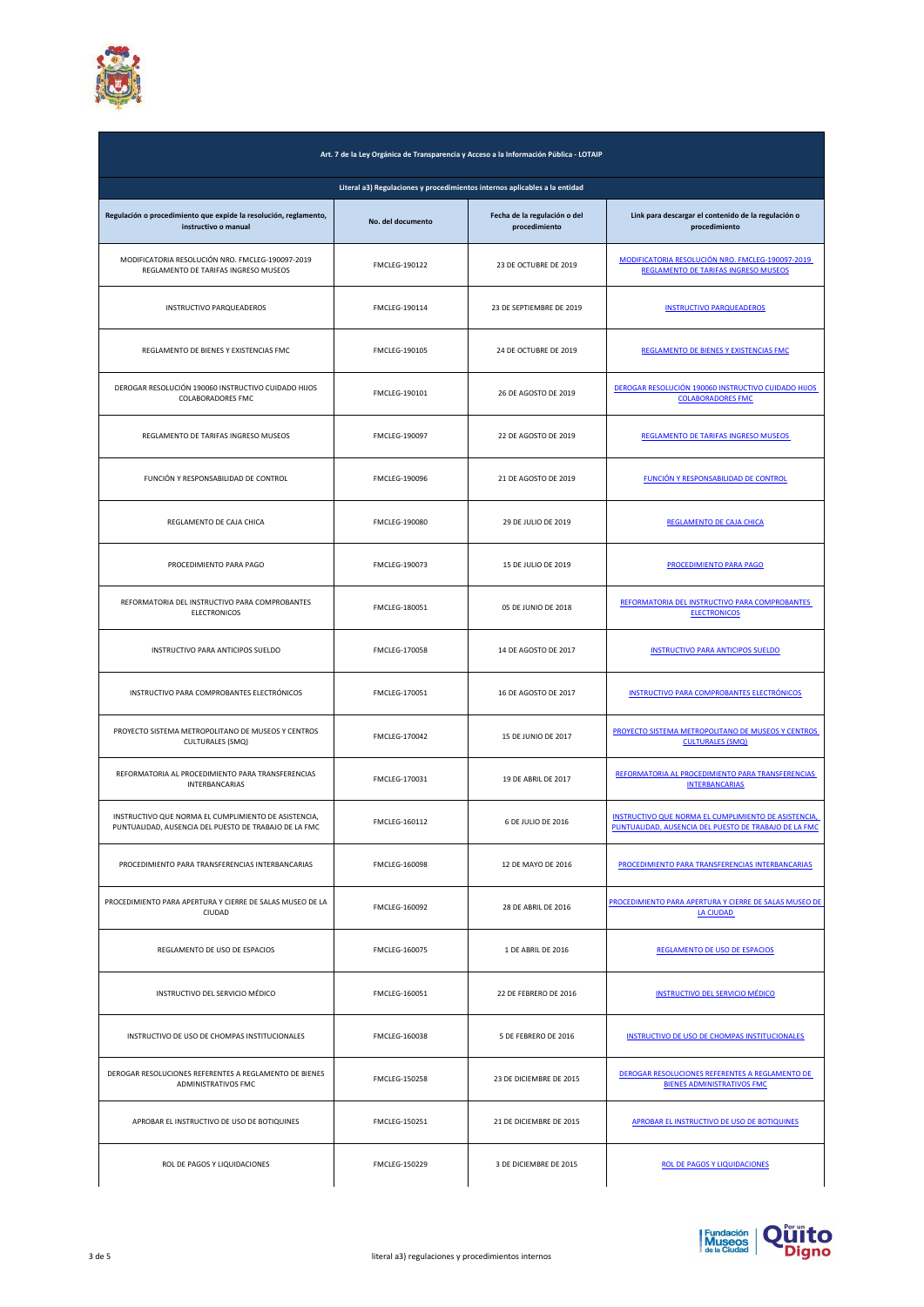| Art. 7 de la Ley Orgánica de Transparencia y Acceso a la Información Pública - LOTAIP | | | |
|---|---|---|---|
| Literal a3) Regulaciones y procedimientos internos aplicables a la entidad | | | |
| **Regulación o procedimiento que expide la resolución, reglamento, instructivo o manual** | **No. del documento** | **Fecha de la regulación o del procedimiento** | **Link para descargar el contenido de la regulación o procedimiento** |
| MODIFICATORIA RESOLUCIÓN NRO. FMCLEG-190097-2019 REGLAMENTO DE TARIFAS INGRESO MUSEOS | FMCLEG-190122 | 23 DE OCTUBRE DE 2019 | MODIFICATORIA RESOLUCIÓN NRO. FMCLEG-190097-2019 REGLAMENTO DE TARIFAS INGRESO MUSEOS |
| INSTRUCTIVO PARQUEADEROS | FMCLEG-190114 | 23 DE SEPTIEMBRE DE 2019 | INSTRUCTIVO PARQUEADEROS |
| REGLAMENTO DE BIENES Y EXISTENCIAS FMC | FMCLEG-190105 | 24 DE OCTUBRE DE 2019 | REGLAMENTO DE BIENES Y EXISTENCIAS FMC |
| DEROGAR RESOLUCIÓN 190060 INSTRUCTIVO CUIDADO HIJOS COLABORADORES FMC | FMCLEG-190101 | 26 DE AGOSTO DE 2019 | DEROGAR RESOLUCIÓN 190060 INSTRUCTIVO CUIDADO HIJOS COLABORADORES FMC |
| REGLAMENTO DE TARIFAS INGRESO MUSEOS | FMCLEG-190097 | 22 DE AGOSTO DE 2019 | REGLAMENTO DE TARIFAS INGRESO MUSEOS |
| FUNCIÓN Y RESPONSABILIDAD DE CONTROL | FMCLEG-190096 | 21 DE AGOSTO DE 2019 | FUNCIÓN Y RESPONSABILIDAD DE CONTROL |
| REGLAMENTO DE CAJA CHICA | FMCLEG-190080 | 29 DE JULIO DE 2019 | REGLAMENTO DE CAJA CHICA |
| PROCEDIMIENTO PARA PAGO | FMCLEG-190073 | 15 DE JULIO DE 2019 | PROCEDIMIENTO PARA PAGO |
| REFORMATORIA DEL INSTRUCTIVO PARA COMPROBANTES ELECTRONICOS | FMCLEG-180051 | 05 DE JUNIO DE 2018 | REFORMATORIA DEL INSTRUCTIVO PARA COMPROBANTES ELECTRONICOS |
| INSTRUCTIVO PARA ANTICIPOS SUELDO | FMCLEG-170058 | 14 DE AGOSTO DE 2017 | INSTRUCTIVO PARA ANTICIPOS SUELDO |
| INSTRUCTIVO PARA COMPROBANTES ELECTRÓNICOS | FMCLEG-170051 | 16 DE AGOSTO DE 2017 | INSTRUCTIVO PARA COMPROBANTES ELECTRÓNICOS |
| PROYECTO SISTEMA METROPOLITANO DE MUSEOS Y CENTROS CULTURALES (SMQ) | FMCLEG-170042 | 15 DE JUNIO DE 2017 | PROYECTO SISTEMA METROPOLITANO DE MUSEOS Y CENTROS CULTURALES (SMQ) |
| REFORMATORIA AL PROCEDIMIENTO PARA TRANSFERENCIAS INTERBANCARIAS | FMCLEG-170031 | 19 DE ABRIL DE 2017 | REFORMATORIA AL PROCEDIMIENTO PARA TRANSFERENCIAS INTERBANCARIAS |
| INSTRUCTIVO QUE NORMA EL CUMPLIMIENTO DE ASISTENCIA, PUNTUALIDAD, AUSENCIA DEL PUESTO DE TRABAJO DE LA FMC | FMCLEG-160112 | 6 DE JULIO DE 2016 | INSTRUCTIVO QUE NORMA EL CUMPLIMIENTO DE ASISTENCIA, PUNTUALIDAD, AUSENCIA DEL PUESTO DE TRABAJO DE LA FMC |
| PROCEDIMIENTO PARA TRANSFERENCIAS INTERBANCARIAS | FMCLEG-160098 | 12 DE MAYO DE 2016 | PROCEDIMIENTO PARA TRANSFERENCIAS INTERBANCARIAS |
| PROCEDIMIENTO PARA APERTURA Y CIERRE DE SALAS MUSEO DE LA CIUDAD | FMCLEG-160092 | 28 DE ABRIL DE 2016 | PROCEDIMIENTO PARA APERTURA Y CIERRE DE SALAS MUSEO DE LA CIUDAD |
| REGLAMENTO DE USO DE ESPACIOS | FMCLEG-160075 | 1 DE ABRIL DE 2016 | REGLAMENTO DE USO DE ESPACIOS |
| INSTRUCTIVO DEL SERVICIO MÉDICO | FMCLEG-160051 | 22 DE FEBRERO DE 2016 | INSTRUCTIVO DEL SERVICIO MÉDICO |
| INSTRUCTIVO DE USO DE CHOMPAS INSTITUCIONALES | FMCLEG-160038 | 5 DE FEBRERO DE 2016 | INSTRUCTIVO DE USO DE CHOMPAS INSTITUCIONALES |
| DEROGAR RESOLUCIONES REFERENTES A REGLAMENTO DE BIENES ADMINISTRATIVOS FMC | FMCLEG-150258 | 23 DE DICIEMBRE DE 2015 | DEROGAR RESOLUCIONES REFERENTES A REGLAMENTO DE BIENES ADMINISTRATIVOS FMC |
| APROBAR EL INSTRUCTIVO DE USO DE BOTIQUINES | FMCLEG-150251 | 21 DE DICIEMBRE DE 2015 | APROBAR EL INSTRUCTIVO DE USO DE BOTIQUINES |
| ROL DE PAGOS Y LIQUIDACIONES | FMCLEG-150229 | 3 DE DICIEMBRE DE 2015 | ROL DE PAGOS Y LIQUIDACIONES |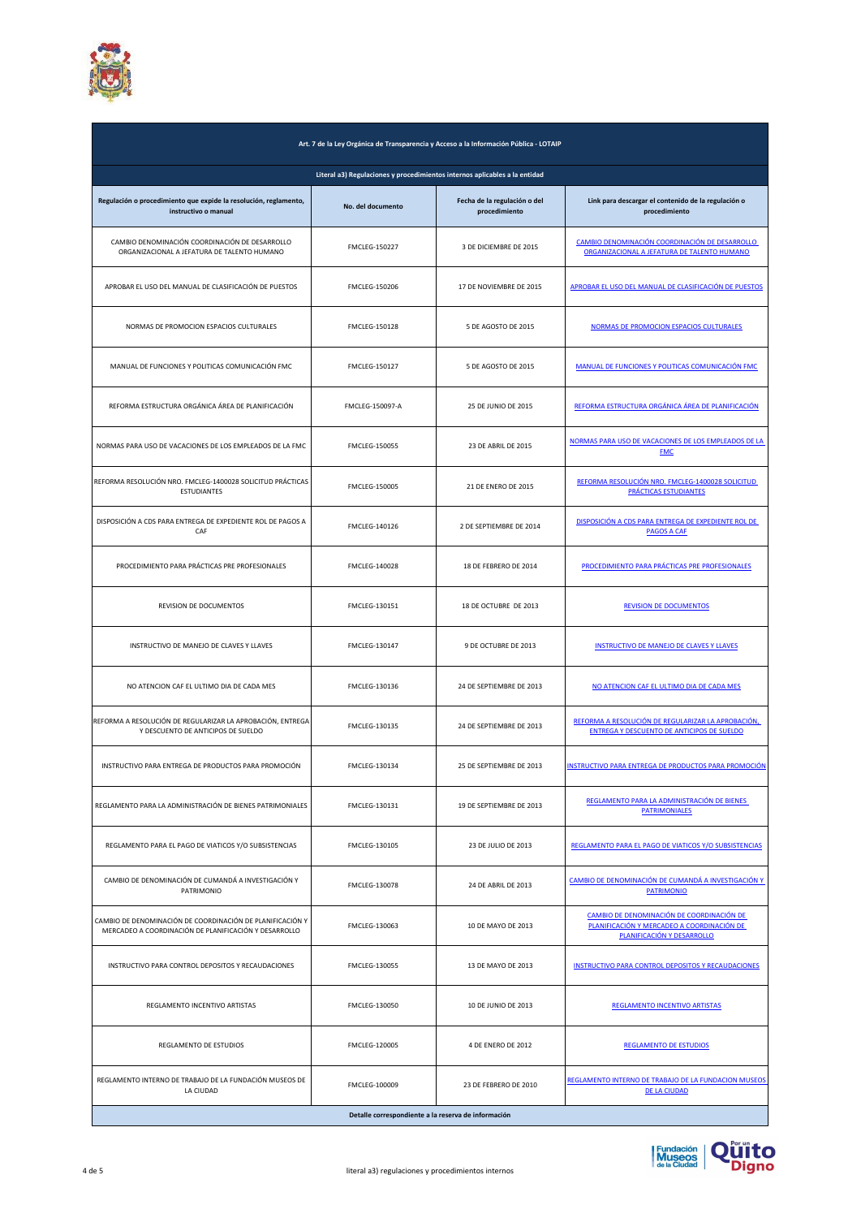| Art. 7 de la Ley Orgánica de Transparencia y Acceso a la Información Pública - LOTAIP | | | |
|---|---|---|---|
| **Literal a3) Regulaciones y procedimientos internos aplicables a la entidad** | | | |
| **Regulación o procedimiento que expide la resolución, reglamento, instructivo o manual** | **No. del documento** | **Fecha de la regulación o del procedimiento** | **Link para descargar el contenido de la regulación o procedimiento** |
| CAMBIO DENOMINACIÓN COORDINACIÓN DE DESARROLLO ORGANIZACIONAL A JEFATURA DE TALENTO HUMANO | FMCLEG-150227 | 3 DE DICIEMBRE DE 2015 | CAMBIO DENOMINACIÓN COORDINACIÓN DE DESARROLLO ORGANIZACIONAL A JEFATURA DE TALENTO HUMANO |
| APROBAR EL USO DEL MANUAL DE CLASIFICACIÓN DE PUESTOS | FMCLEG-150206 | 17 DE NOVIEMBRE DE 2015 | APROBAR EL USO DEL MANUAL DE CLASIFICACIÓN DE PUESTOS |
| NORMAS DE PROMOCION ESPACIOS CULTURALES | FMCLEG-150128 | 5 DE AGOSTO DE 2015 | NORMAS DE PROMOCION ESPACIOS CULTURALES |
| MANUAL DE FUNCIONES Y POLITICAS COMUNICACIÓN FMC | FMCLEG-150127 | 5 DE AGOSTO DE 2015 | MANUAL DE FUNCIONES Y POLITICAS COMUNICACIÓN FMC |
| REFORMA ESTRUCTURA ORGÁNICA ÁREA DE PLANIFICACIÓN | FMCLEG-150097-A | 25 DE JUNIO DE 2015 | REFORMA ESTRUCTURA ORGÁNICA ÁREA DE PLANIFICACIÓN |
| NORMAS PARA USO DE VACACIONES DE LOS EMPLEADOS DE LA FMC | FMCLEG-150055 | 23 DE ABRIL DE 2015 | NORMAS PARA USO DE VACACIONES DE LOS EMPLEADOS DE LA FMC |
| REFORMA RESOLUCIÓN NRO. FMCLEG-1400028 SOLICITUD PRÁCTICAS ESTUDIANTES | FMCLEG-150005 | 21 DE ENERO DE 2015 | REFORMA RESOLUCIÓN NRO. FMCLEG-1400028 SOLICITUD PRÁCTICAS ESTUDIANTES |
| DISPOSICIÓN A CDS PARA ENTREGA DE EXPEDIENTE ROL DE PAGOS A CAF | FMCLEG-140126 | 2 DE SEPTIEMBRE DE 2014 | DISPOSICIÓN A CDS PARA ENTREGA DE EXPEDIENTE ROL DE PAGOS A CAF |
| PROCEDIMIENTO PARA PRÁCTICAS PRE PROFESIONALES | FMCLEG-140028 | 18 DE FEBRERO DE 2014 | PROCEDIMIENTO PARA PRÁCTICAS PRE PROFESIONALES |
| REVISION DE DOCUMENTOS | FMCLEG-130151 | 18 DE OCTUBRE DE 2013 | REVISION DE DOCUMENTOS |
| INSTRUCTIVO DE MANEJO DE CLAVES Y LLAVES | FMCLEG-130147 | 9 DE OCTUBRE DE 2013 | INSTRUCTIVO DE MANEJO DE CLAVES Y LLAVES |
| NO ATENCION CAF EL ULTIMO DIA DE CADA MES | FMCLEG-130136 | 24 DE SEPTIEMBRE DE 2013 | NO ATENCION CAF EL ULTIMO DIA DE CADA MES |
| REFORMA A RESOLUCIÓN DE REGULARIZAR LA APROBACIÓN, ENTREGA Y DESCUENTO DE ANTICIPOS DE SUELDO | FMCLEG-130135 | 24 DE SEPTIEMBRE DE 2013 | REFORMA A RESOLUCIÓN DE REGULARIZAR LA APROBACIÓN, ENTREGA Y DESCUENTO DE ANTICIPOS DE SUELDO |
| INSTRUCTIVO PARA ENTREGA DE PRODUCTOS PARA PROMOCIÓN | FMCLEG-130134 | 25 DE SEPTIEMBRE DE 2013 | INSTRUCTIVO PARA ENTREGA DE PRODUCTOS PARA PROMOCIÓN |
| REGLAMENTO PARA LA ADMINISTRACIÓN DE BIENES PATRIMONIALES | FMCLEG-130131 | 19 DE SEPTIEMBRE DE 2013 | REGLAMENTO PARA LA ADMINISTRACIÓN DE BIENES PATRIMONIALES |
| REGLAMENTO PARA EL PAGO DE VIATICOS Y/O SUBSISTENCIAS | FMCLEG-130105 | 23 DE JULIO DE 2013 | REGLAMENTO PARA EL PAGO DE VIATICOS Y/O SUBSISTENCIAS |
| CAMBIO DE DENOMINACIÓN DE CUMANDÁ A INVESTIGACIÓN Y PATRIMONIO | FMCLEG-130078 | 24 DE ABRIL DE 2013 | CAMBIO DE DENOMINACIÓN DE CUMANDÁ A INVESTIGACIÓN Y PATRIMONIO |
| CAMBIO DE DENOMINACIÓN DE COORDINACIÓN DE PLANIFICACIÓN Y MERCADEO A COORDINACIÓN DE PLANIFICACIÓN Y DESARROLLO | FMCLEG-130063 | 10 DE MAYO DE 2013 | CAMBIO DE DENOMINACIÓN DE COORDINACIÓN DE PLANIFICACIÓN Y MERCADEO A COORDINACIÓN DE PLANIFICACIÓN Y DESARROLLO |
| INSTRUCTIVO PARA CONTROL DEPOSITOS Y RECAUDACIONES | FMCLEG-130055 | 13 DE MAYO DE 2013 | INSTRUCTIVO PARA CONTROL DEPOSITOS Y RECAUDACIONES |
| REGLAMENTO INCENTIVO ARTISTAS | FMCLEG-130050 | 10 DE JUNIO DE 2013 | REGLAMENTO INCENTIVO ARTISTAS |
| REGLAMENTO DE ESTUDIOS | FMCLEG-120005 | 4 DE ENERO DE 2012 | REGLAMENTO DE ESTUDIOS |
| REGLAMENTO INTERNO DE TRABAJO DE LA FUNDACIÓN MUSEOS DE LA CIUDAD | FMCLEG-100009 | 23 DE FEBRERO DE 2010 | REGLAMENTO INTERNO DE TRABAJO DE LA FUNDACION MUSEOS DE LA CIUDAD |
| **Detalle correspondiente a la reserva de información** | | | |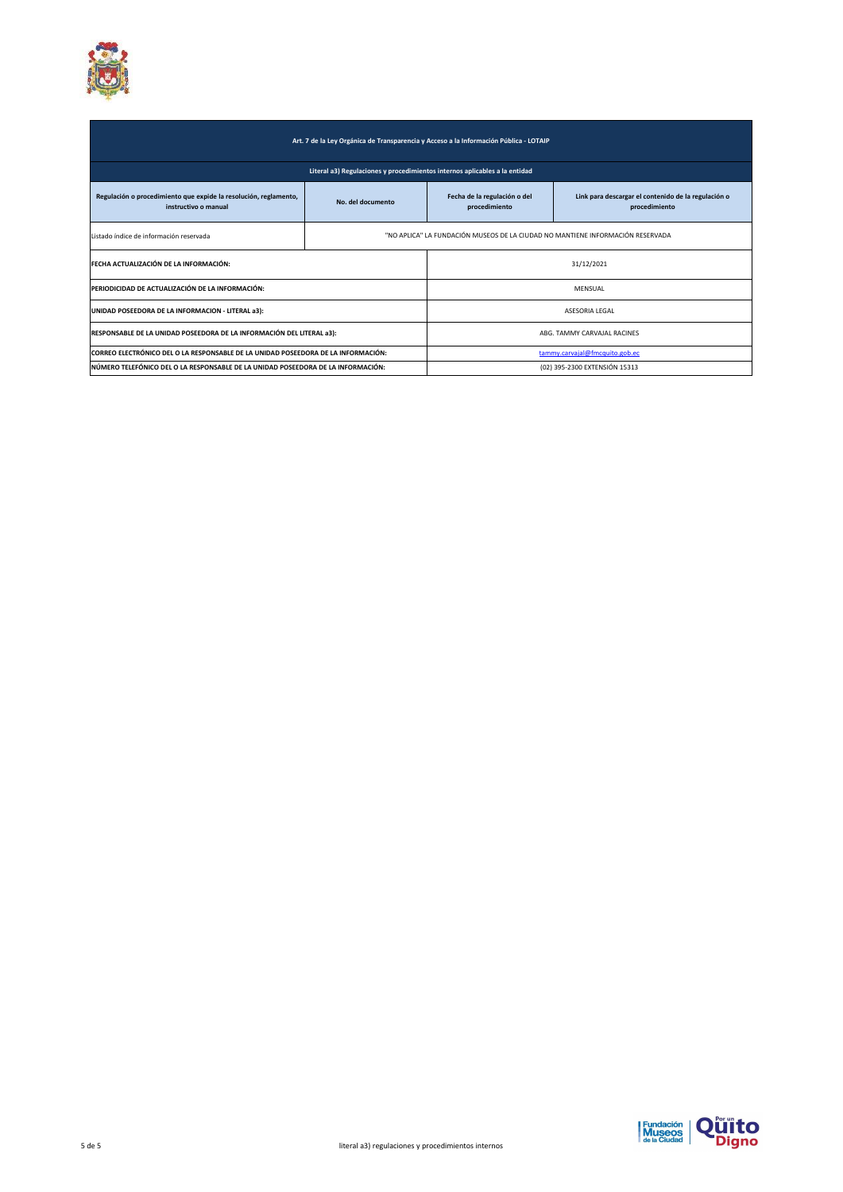| Art. 7 de la Ley Orgánica de Transparencia y Acceso a la Información Pública - LOTAIP | | | |
|---|---|---|---|
| Literal a3) Regulaciones y procedimientos internos aplicables a la entidad | | | |
| **Regulación o procedimiento que expide la resolución, reglamento, instructivo o manual** | **No. del documento** | **Fecha de la regulación o del procedimiento** | **Link para descargar el contenido de la regulación o procedimiento** |
| Listado índice de información reservada | "NO APLICA" LA FUNDACIÓN MUSEOS DE LA CIUDAD NO MANTIENE INFORMACIÓN RESERVADA | | |
| **FECHA ACTUALIZACIÓN DE LA INFORMACIÓN:** | | 31/12/2021 | |
| **PERIODICIDAD DE ACTUALIZACIÓN DE LA INFORMACIÓN:** | | MENSUAL | |
| **UNIDAD POSEEDORA DE LA INFORMACION - LITERAL a3):** | | ASESORIA LEGAL | |
| **RESPONSABLE DE LA UNIDAD POSEEDORA DE LA INFORMACIÓN DEL LITERAL a3):** | | ABG. TAMMY CARVAJAL RACINES | |
| **CORREO ELECTRÓNICO DEL O LA RESPONSABLE DE LA UNIDAD POSEEDORA DE LA INFORMACIÓN:** | | tammy.carvajal@fmcquito.gob.ec | |
| **NÚMERO TELEFÓNICO DEL O LA RESPONSABLE DE LA UNIDAD POSEEDORA DE LA INFORMACIÓN:** | | (02) 395-2300 EXTENSIÓN 15313 | |